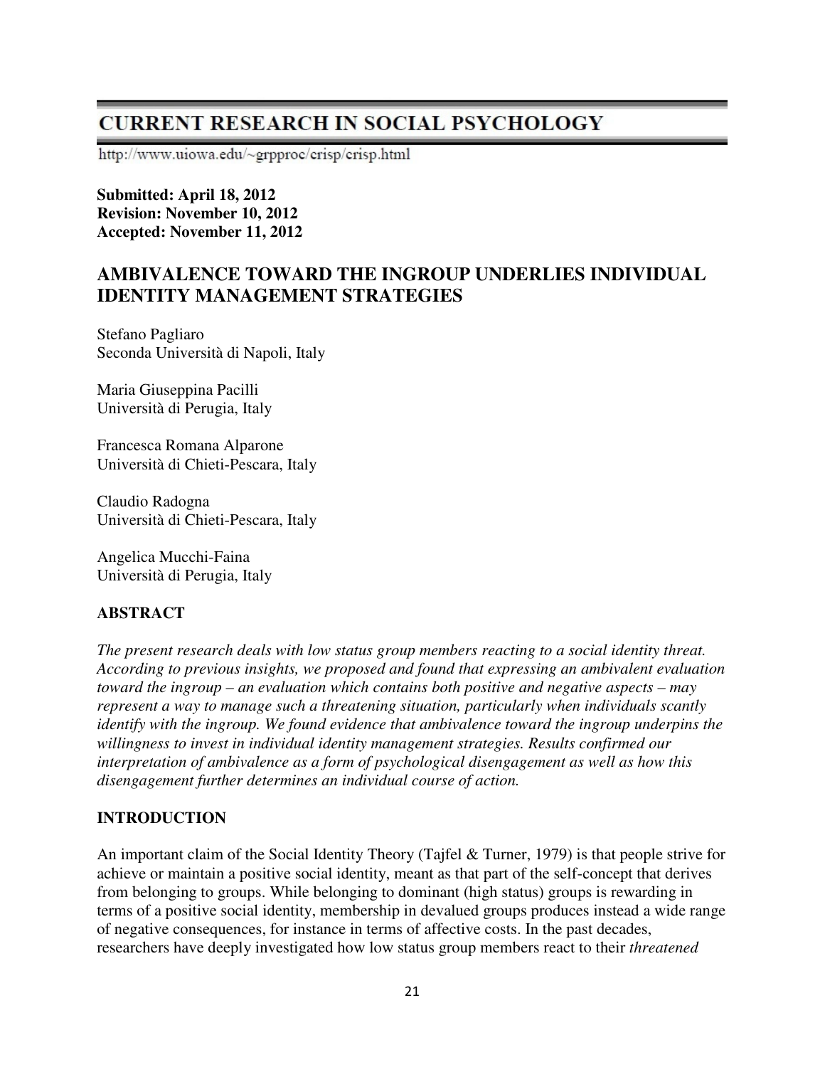# CURRENT RESEARCH IN SOCIAL PSYCHOLOGY

http://www.uiowa.edu/~grpproc/crisp/crisp.html

**Submitted: April 18, 2012**
**Revision: November 10, 2012**
**Accepted: November 11, 2012**

## AMBIVALENCE TOWARD THE INGROUP UNDERLIES INDIVIDUAL IDENTITY MANAGEMENT STRATEGIES

Stefano Pagliaro
Seconda Università di Napoli, Italy

Maria Giuseppina Pacilli
Università di Perugia, Italy

Francesca Romana Alparone
Università di Chieti-Pescara, Italy

Claudio Radogna
Università di Chieti-Pescara, Italy

Angelica Mucchi-Faina
Università di Perugia, Italy

### ABSTRACT

*The present research deals with low status group members reacting to a social identity threat. According to previous insights, we proposed and found that expressing an ambivalent evaluation toward the ingroup – an evaluation which contains both positive and negative aspects – may represent a way to manage such a threatening situation, particularly when individuals scantly identify with the ingroup. We found evidence that ambivalence toward the ingroup underpins the willingness to invest in individual identity management strategies. Results confirmed our interpretation of ambivalence as a form of psychological disengagement as well as how this disengagement further determines an individual course of action.*

### INTRODUCTION

An important claim of the Social Identity Theory (Tajfel & Turner, 1979) is that people strive for achieve or maintain a positive social identity, meant as that part of the self-concept that derives from belonging to groups. While belonging to dominant (high status) groups is rewarding in terms of a positive social identity, membership in devalued groups produces instead a wide range of negative consequences, for instance in terms of affective costs. In the past decades, researchers have deeply investigated how low status group members react to their *threatened*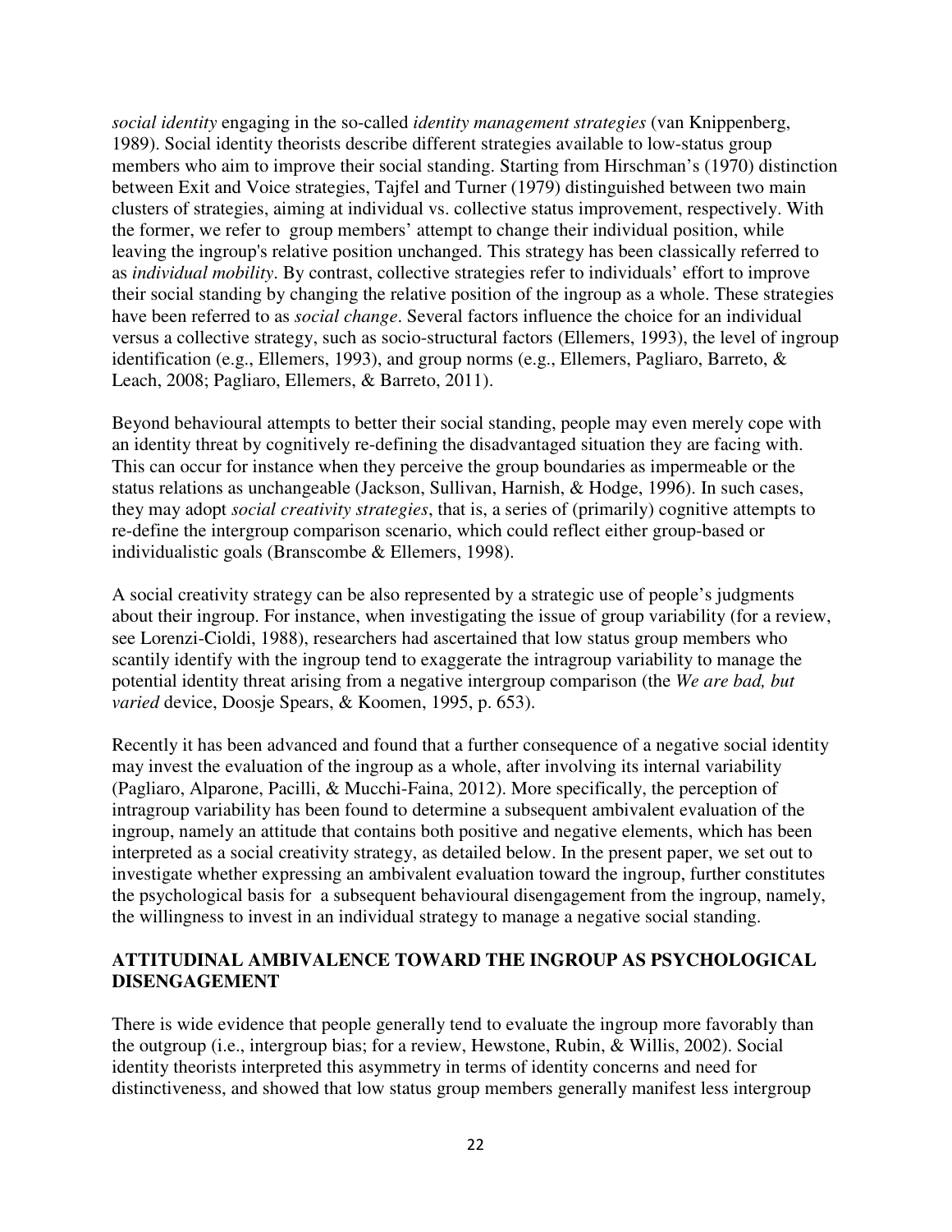*social identity* engaging in the so-called *identity management strategies* (van Knippenberg, 1989). Social identity theorists describe different strategies available to low-status group members who aim to improve their social standing. Starting from Hirschman's (1970) distinction between Exit and Voice strategies, Tajfel and Turner (1979) distinguished between two main clusters of strategies, aiming at individual vs. collective status improvement, respectively. With the former, we refer to group members' attempt to change their individual position, while leaving the ingroup's relative position unchanged. This strategy has been classically referred to as *individual mobility*. By contrast, collective strategies refer to individuals' effort to improve their social standing by changing the relative position of the ingroup as a whole. These strategies have been referred to as *social change*. Several factors influence the choice for an individual versus a collective strategy, such as socio-structural factors (Ellemers, 1993), the level of ingroup identification (e.g., Ellemers, 1993), and group norms (e.g., Ellemers, Pagliaro, Barreto, & Leach, 2008; Pagliaro, Ellemers, & Barreto, 2011).

Beyond behavioural attempts to better their social standing, people may even merely cope with an identity threat by cognitively re-defining the disadvantaged situation they are facing with. This can occur for instance when they perceive the group boundaries as impermeable or the status relations as unchangeable (Jackson, Sullivan, Harnish, & Hodge, 1996). In such cases, they may adopt *social creativity strategies*, that is, a series of (primarily) cognitive attempts to re-define the intergroup comparison scenario, which could reflect either group-based or individualistic goals (Branscombe & Ellemers, 1998).

A social creativity strategy can be also represented by a strategic use of people's judgments about their ingroup. For instance, when investigating the issue of group variability (for a review, see Lorenzi-Cioldi, 1988), researchers had ascertained that low status group members who scantily identify with the ingroup tend to exaggerate the intragroup variability to manage the potential identity threat arising from a negative intergroup comparison (the *We are bad, but varied* device, Doosje Spears, & Koomen, 1995, p. 653).

Recently it has been advanced and found that a further consequence of a negative social identity may invest the evaluation of the ingroup as a whole, after involving its internal variability (Pagliaro, Alparone, Pacilli, & Mucchi-Faina, 2012). More specifically, the perception of intragroup variability has been found to determine a subsequent ambivalent evaluation of the ingroup, namely an attitude that contains both positive and negative elements, which has been interpreted as a social creativity strategy, as detailed below. In the present paper, we set out to investigate whether expressing an ambivalent evaluation toward the ingroup, further constitutes the psychological basis for a subsequent behavioural disengagement from the ingroup, namely, the willingness to invest in an individual strategy to manage a negative social standing.

## ATTITUDINAL AMBIVALENCE TOWARD THE INGROUP AS PSYCHOLOGICAL DISENGAGEMENT

There is wide evidence that people generally tend to evaluate the ingroup more favorably than the outgroup (i.e., intergroup bias; for a review, Hewstone, Rubin, & Willis, 2002). Social identity theorists interpreted this asymmetry in terms of identity concerns and need for distinctiveness, and showed that low status group members generally manifest less intergroup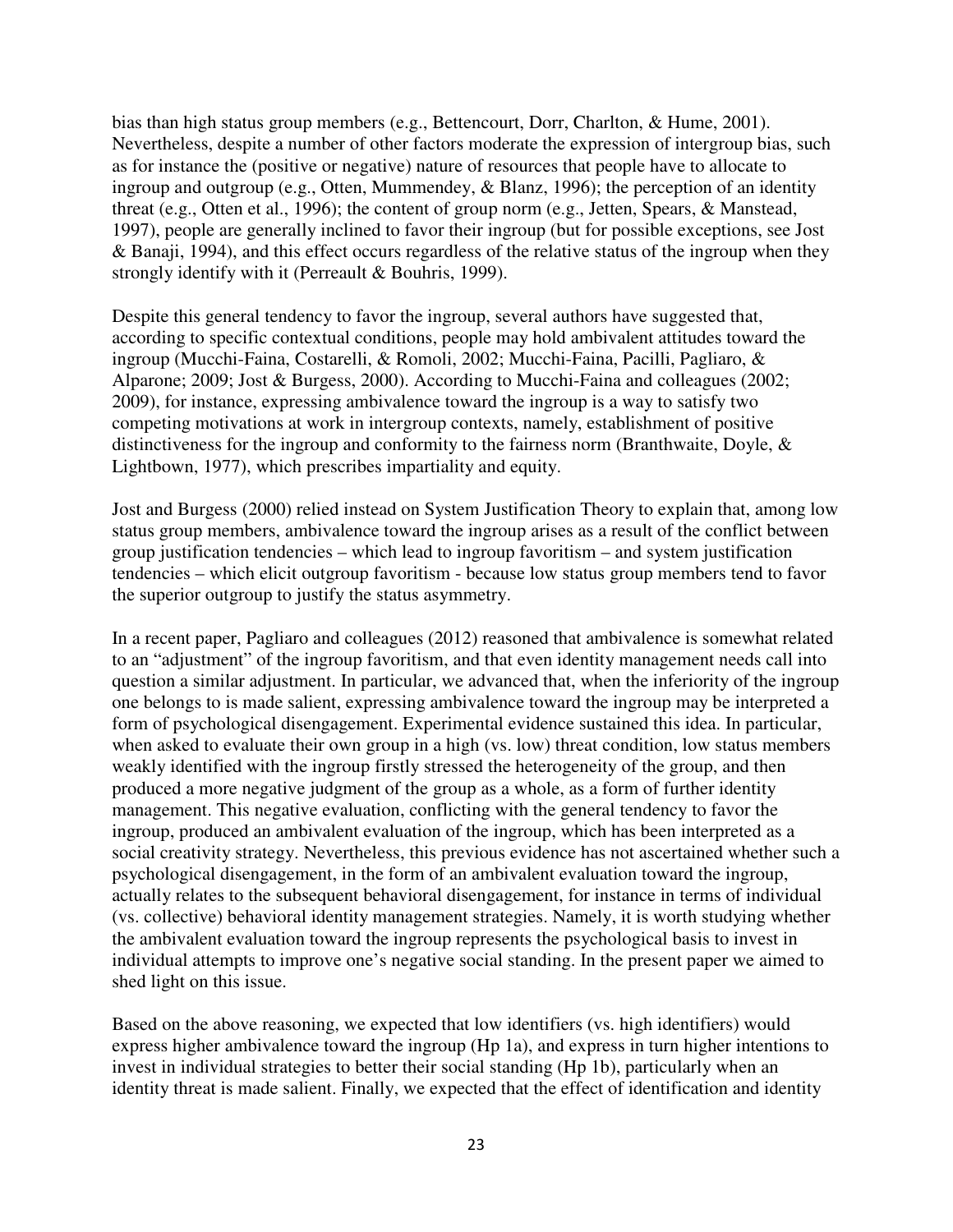bias than high status group members (e.g., Bettencourt, Dorr, Charlton, & Hume, 2001). Nevertheless, despite a number of other factors moderate the expression of intergroup bias, such as for instance the (positive or negative) nature of resources that people have to allocate to ingroup and outgroup (e.g., Otten, Mummendey, & Blanz, 1996); the perception of an identity threat (e.g., Otten et al., 1996); the content of group norm (e.g., Jetten, Spears, & Manstead, 1997), people are generally inclined to favor their ingroup (but for possible exceptions, see Jost & Banaji, 1994), and this effect occurs regardless of the relative status of the ingroup when they strongly identify with it (Perreault & Bouhris, 1999).

Despite this general tendency to favor the ingroup, several authors have suggested that, according to specific contextual conditions, people may hold ambivalent attitudes toward the ingroup (Mucchi-Faina, Costarelli, & Romoli, 2002; Mucchi-Faina, Pacilli, Pagliaro, & Alparone; 2009; Jost & Burgess, 2000). According to Mucchi-Faina and colleagues (2002; 2009), for instance, expressing ambivalence toward the ingroup is a way to satisfy two competing motivations at work in intergroup contexts, namely, establishment of positive distinctiveness for the ingroup and conformity to the fairness norm (Branthwaite, Doyle, & Lightbown, 1977), which prescribes impartiality and equity.

Jost and Burgess (2000) relied instead on System Justification Theory to explain that, among low status group members, ambivalence toward the ingroup arises as a result of the conflict between group justification tendencies – which lead to ingroup favoritism – and system justification tendencies – which elicit outgroup favoritism - because low status group members tend to favor the superior outgroup to justify the status asymmetry.

In a recent paper, Pagliaro and colleagues (2012) reasoned that ambivalence is somewhat related to an "adjustment" of the ingroup favoritism, and that even identity management needs call into question a similar adjustment. In particular, we advanced that, when the inferiority of the ingroup one belongs to is made salient, expressing ambivalence toward the ingroup may be interpreted a form of psychological disengagement. Experimental evidence sustained this idea. In particular, when asked to evaluate their own group in a high (vs. low) threat condition, low status members weakly identified with the ingroup firstly stressed the heterogeneity of the group, and then produced a more negative judgment of the group as a whole, as a form of further identity management. This negative evaluation, conflicting with the general tendency to favor the ingroup, produced an ambivalent evaluation of the ingroup, which has been interpreted as a social creativity strategy. Nevertheless, this previous evidence has not ascertained whether such a psychological disengagement, in the form of an ambivalent evaluation toward the ingroup, actually relates to the subsequent behavioral disengagement, for instance in terms of individual (vs. collective) behavioral identity management strategies. Namely, it is worth studying whether the ambivalent evaluation toward the ingroup represents the psychological basis to invest in individual attempts to improve one's negative social standing. In the present paper we aimed to shed light on this issue.

Based on the above reasoning, we expected that low identifiers (vs. high identifiers) would express higher ambivalence toward the ingroup (Hp 1a), and express in turn higher intentions to invest in individual strategies to better their social standing (Hp 1b), particularly when an identity threat is made salient. Finally, we expected that the effect of identification and identity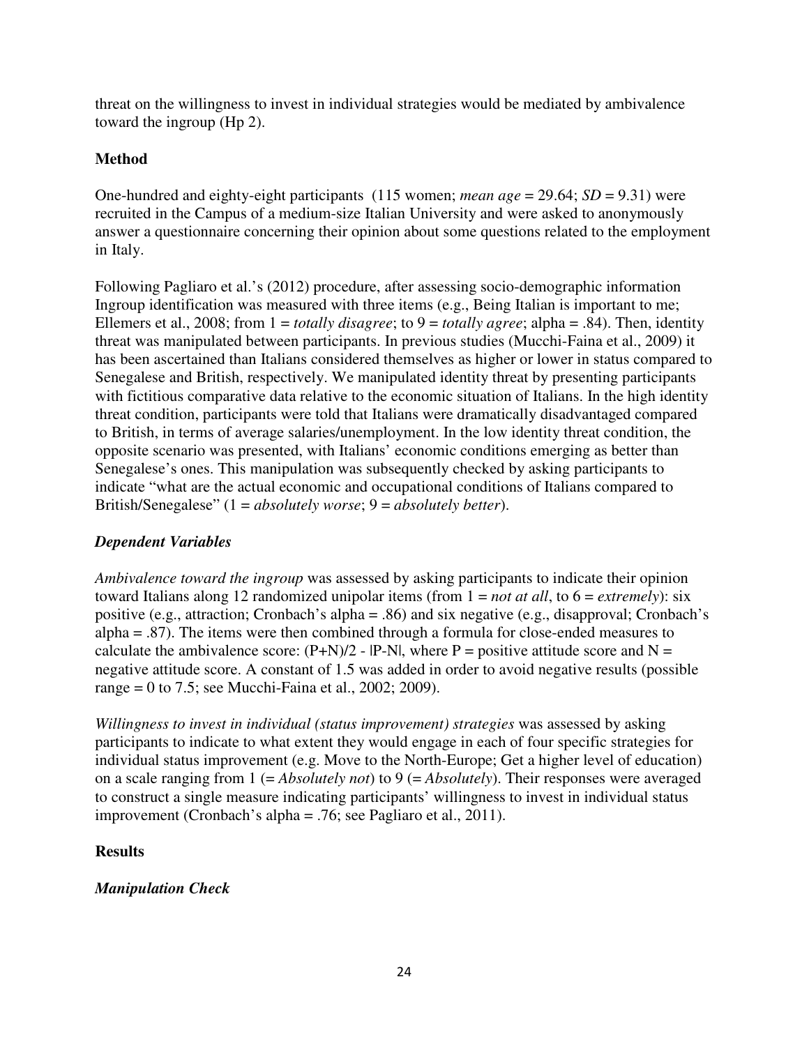threat on the willingness to invest in individual strategies would be mediated by ambivalence toward the ingroup (Hp 2).

## Method

One-hundred and eighty-eight participants (115 women; *mean age* = 29.64; *SD* = 9.31) were recruited in the Campus of a medium-size Italian University and were asked to anonymously answer a questionnaire concerning their opinion about some questions related to the employment in Italy.

Following Pagliaro et al.'s (2012) procedure, after assessing socio-demographic information Ingroup identification was measured with three items (e.g., Being Italian is important to me; Ellemers et al., 2008; from 1 = *totally disagree*; to 9 = *totally agree*; alpha = .84). Then, identity threat was manipulated between participants. In previous studies (Mucchi-Faina et al., 2009) it has been ascertained than Italians considered themselves as higher or lower in status compared to Senegalese and British, respectively. We manipulated identity threat by presenting participants with fictitious comparative data relative to the economic situation of Italians. In the high identity threat condition, participants were told that Italians were dramatically disadvantaged compared to British, in terms of average salaries/unemployment. In the low identity threat condition, the opposite scenario was presented, with Italians' economic conditions emerging as better than Senegalese's ones. This manipulation was subsequently checked by asking participants to indicate "what are the actual economic and occupational conditions of Italians compared to British/Senegalese" (1 = *absolutely worse*; 9 = *absolutely better*).

### *Dependent Variables*

*Ambivalence toward the ingroup* was assessed by asking participants to indicate their opinion toward Italians along 12 randomized unipolar items (from 1 = *not at all*, to 6 = *extremely*): six positive (e.g., attraction; Cronbach's alpha = .86) and six negative (e.g., disapproval; Cronbach's alpha = .87). The items were then combined through a formula for close-ended measures to calculate the ambivalence score: $(P+N)/2 - |P-N|$, where P = positive attitude score and N = negative attitude score. A constant of 1.5 was added in order to avoid negative results (possible range = 0 to 7.5; see Mucchi-Faina et al., 2002; 2009).

*Willingness to invest in individual (status improvement) strategies* was assessed by asking participants to indicate to what extent they would engage in each of four specific strategies for individual status improvement (e.g. Move to the North-Europe; Get a higher level of education) on a scale ranging from 1 (= *Absolutely not*) to 9 (= *Absolutely*). Their responses were averaged to construct a single measure indicating participants' willingness to invest in individual status improvement (Cronbach's alpha = .76; see Pagliaro et al., 2011).

## Results

### *Manipulation Check*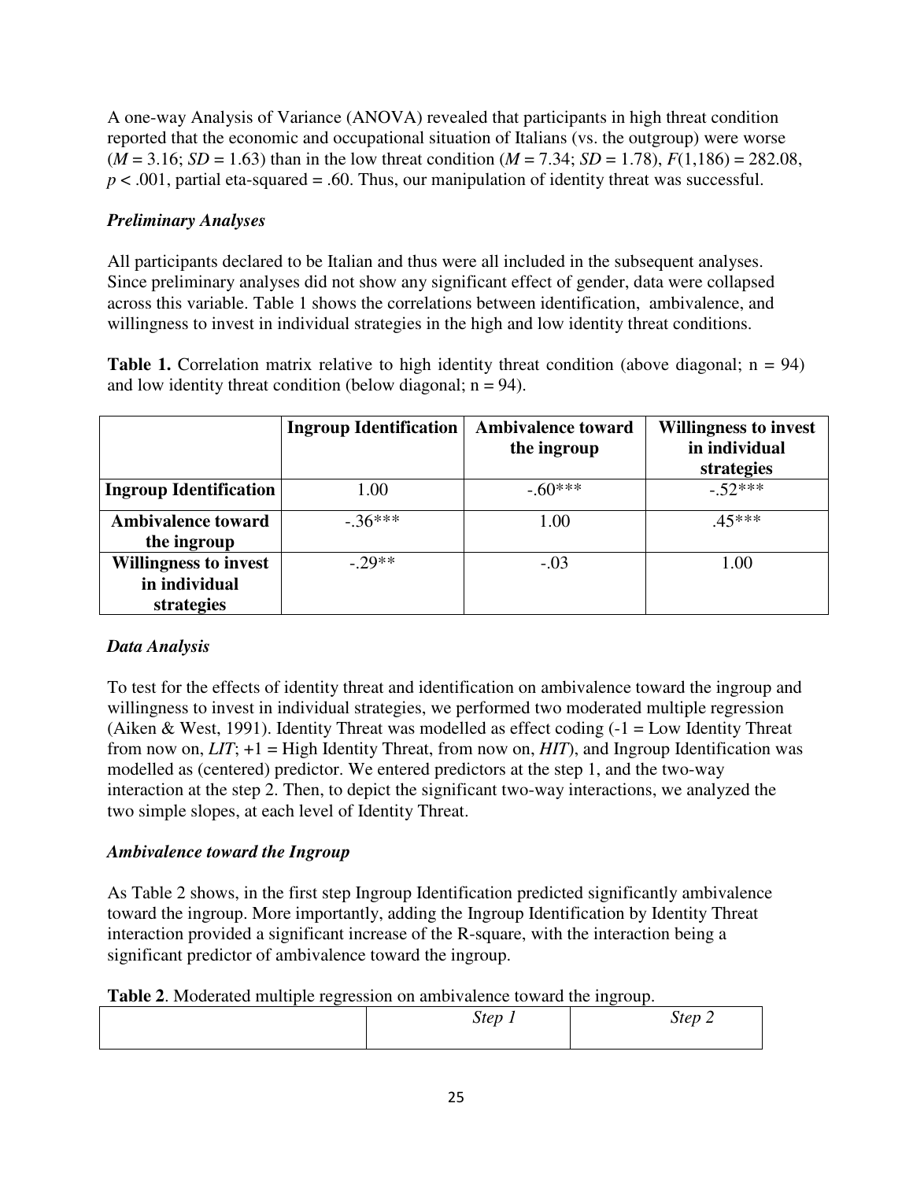A one-way Analysis of Variance (ANOVA) revealed that participants in high threat condition reported that the economic and occupational situation of Italians (vs. the outgroup) were worse ($M$ = 3.16; $SD$ = 1.63) than in the low threat condition ($M$ = 7.34; $SD$ = 1.78), $F(1,186)$ = 282.08, $p$ < .001, partial eta-squared = .60. Thus, our manipulation of identity threat was successful.

### *Preliminary Analyses*

All participants declared to be Italian and thus were all included in the subsequent analyses. Since preliminary analyses did not show any significant effect of gender, data were collapsed across this variable. Table 1 shows the correlations between identification, ambivalence, and willingness to invest in individual strategies in the high and low identity threat conditions.

**Table 1.** Correlation matrix relative to high identity threat condition (above diagonal; n = 94) and low identity threat condition (below diagonal; n = 94).

| | Ingroup Identification | Ambivalence toward the ingroup | Willingness to invest in individual strategies |
|---|---|---|---|
| **Ingroup Identification** | 1.00 | -.60*** | -.52*** |
| **Ambivalence toward the ingroup** | -.36*** | 1.00 | .45*** |
| **Willingness to invest in individual strategies** | -.29** | -.03 | 1.00 |

### *Data Analysis*

To test for the effects of identity threat and identification on ambivalence toward the ingroup and willingness to invest in individual strategies, we performed two moderated multiple regression (Aiken & West, 1991). Identity Threat was modelled as effect coding (-1 = Low Identity Threat from now on, *LIT*; +1 = High Identity Threat, from now on, *HIT*), and Ingroup Identification was modelled as (centered) predictor. We entered predictors at the step 1, and the two-way interaction at the step 2. Then, to depict the significant two-way interactions, we analyzed the two simple slopes, at each level of Identity Threat.

### *Ambivalence toward the Ingroup*

As Table 2 shows, in the first step Ingroup Identification predicted significantly ambivalence toward the ingroup. More importantly, adding the Ingroup Identification by Identity Threat interaction provided a significant increase of the R-square, with the interaction being a significant predictor of ambivalence toward the ingroup.

**Table 2**. Moderated multiple regression on ambivalence toward the ingroup.

| | *Step 1* | *Step 2* |
|---|---|---|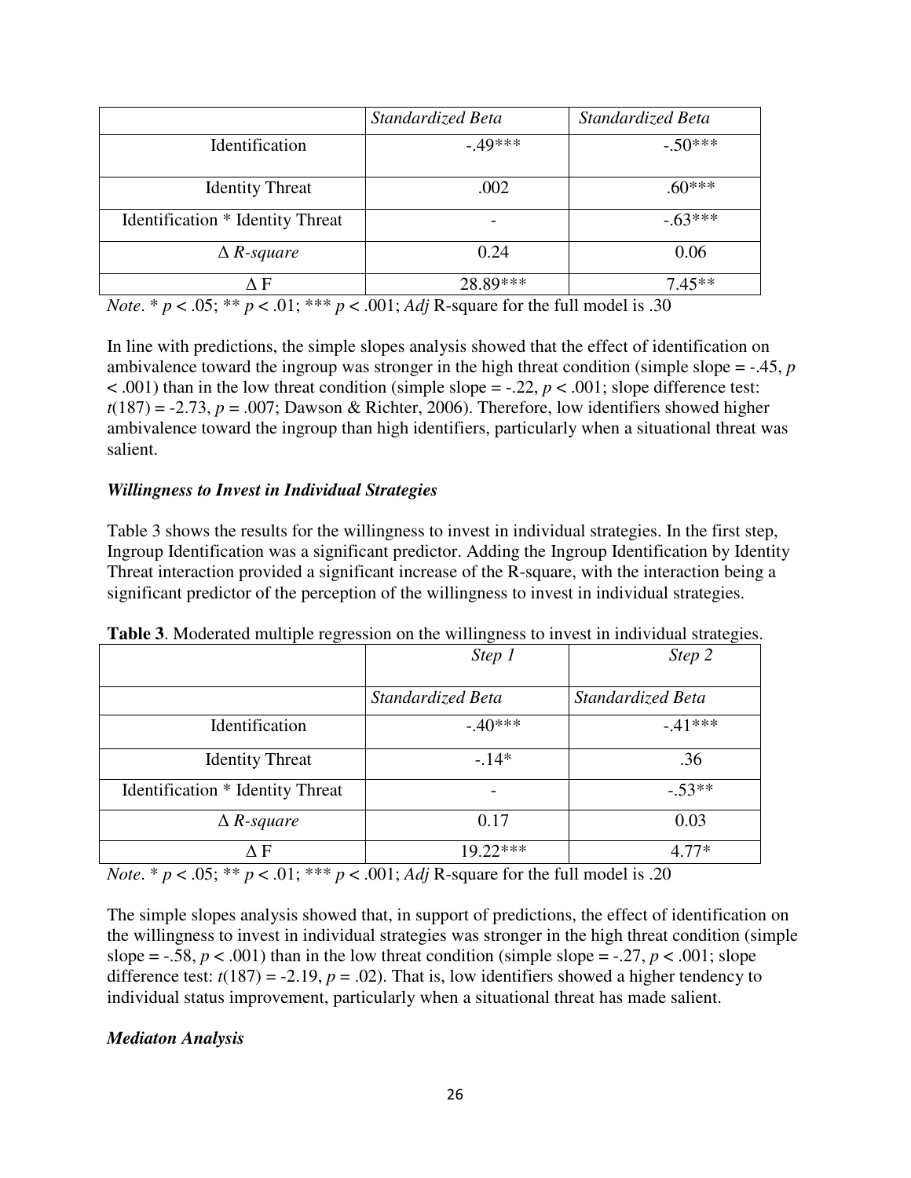| | *Standardized Beta* | *Standardized Beta* |
|---|---|---|
| Identification | -.49*** | -.50*** |
| Identity Threat | .002 | .60*** |
| Identification * Identity Threat | - | -.63*** |
| Δ *R-square* | 0.24 | 0.06 |
| Δ F | 28.89*** | 7.45** |

*Note*. * $p < .05$; ** $p < .01$; *** $p < .001$; *Adj* R-square for the full model is .30

In line with predictions, the simple slopes analysis showed that the effect of identification on ambivalence toward the ingroup was stronger in the high threat condition (simple slope = -.45, $p < .001$) than in the low threat condition (simple slope = -.22, $p < .001$; slope difference test: $t(187) = -2.73$, $p = .007$; Dawson & Richter, 2006). Therefore, low identifiers showed higher ambivalence toward the ingroup than high identifiers, particularly when a situational threat was salient.

### *Willingness to Invest in Individual Strategies*

Table 3 shows the results for the willingness to invest in individual strategies. In the first step, Ingroup Identification was a significant predictor. Adding the Ingroup Identification by Identity Threat interaction provided a significant increase of the R-square, with the interaction being a significant predictor of the perception of the willingness to invest in individual strategies.

**Table 3**. Moderated multiple regression on the willingness to invest in individual strategies.

| | *Step 1* | *Step 2* |
|---|---|---|
| | *Standardized Beta* | *Standardized Beta* |
| Identification | -.40*** | -.41*** |
| Identity Threat | -.14* | .36 |
| Identification * Identity Threat | - | -.53** |
| Δ *R-square* | 0.17 | 0.03 |
| Δ F | 19.22*** | 4.77* |

*Note*. * $p < .05$; ** $p < .01$; *** $p < .001$; *Adj* R-square for the full model is .20

The simple slopes analysis showed that, in support of predictions, the effect of identification on the willingness to invest in individual strategies was stronger in the high threat condition (simple slope = -.58, $p < .001$) than in the low threat condition (simple slope = -.27, $p < .001$; slope difference test: $t(187) = -2.19$, $p = .02$). That is, low identifiers showed a higher tendency to individual status improvement, particularly when a situational threat has made salient.

### *Mediaton Analysis*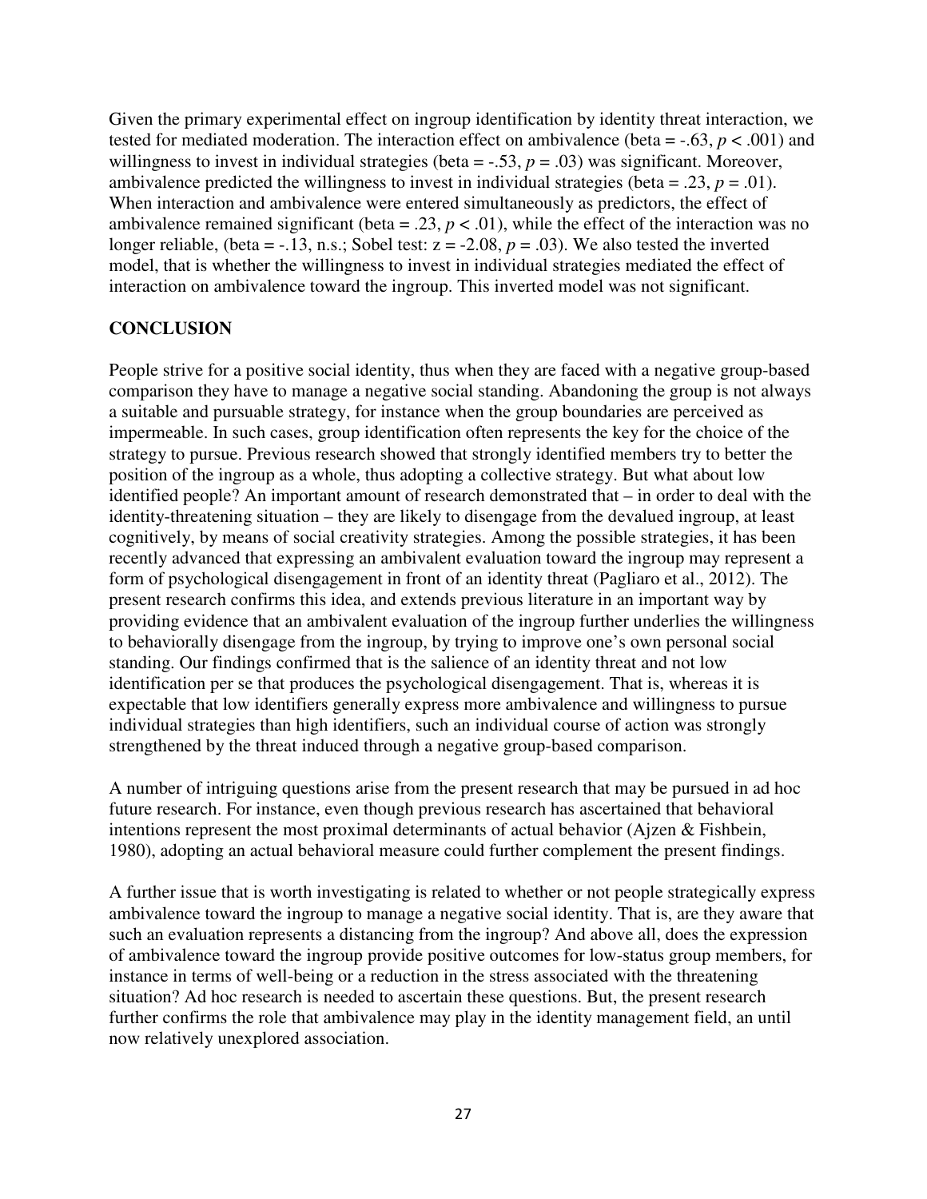Given the primary experimental effect on ingroup identification by identity threat interaction, we tested for mediated moderation. The interaction effect on ambivalence (beta = -.63, $p < .001$) and willingness to invest in individual strategies (beta = -.53, $p = .03$) was significant. Moreover, ambivalence predicted the willingness to invest in individual strategies (beta = .23, $p = .01$). When interaction and ambivalence were entered simultaneously as predictors, the effect of ambivalence remained significant (beta = .23, $p < .01$), while the effect of the interaction was no longer reliable, (beta = -.13, n.s.; Sobel test: $z = -2.08$, $p = .03$). We also tested the inverted model, that is whether the willingness to invest in individual strategies mediated the effect of interaction on ambivalence toward the ingroup. This inverted model was not significant.

## CONCLUSION

People strive for a positive social identity, thus when they are faced with a negative group-based comparison they have to manage a negative social standing. Abandoning the group is not always a suitable and pursuable strategy, for instance when the group boundaries are perceived as impermeable. In such cases, group identification often represents the key for the choice of the strategy to pursue. Previous research showed that strongly identified members try to better the position of the ingroup as a whole, thus adopting a collective strategy. But what about low identified people? An important amount of research demonstrated that – in order to deal with the identity-threatening situation – they are likely to disengage from the devalued ingroup, at least cognitively, by means of social creativity strategies. Among the possible strategies, it has been recently advanced that expressing an ambivalent evaluation toward the ingroup may represent a form of psychological disengagement in front of an identity threat (Pagliaro et al., 2012). The present research confirms this idea, and extends previous literature in an important way by providing evidence that an ambivalent evaluation of the ingroup further underlies the willingness to behaviorally disengage from the ingroup, by trying to improve one's own personal social standing. Our findings confirmed that is the salience of an identity threat and not low identification per se that produces the psychological disengagement. That is, whereas it is expectable that low identifiers generally express more ambivalence and willingness to pursue individual strategies than high identifiers, such an individual course of action was strongly strengthened by the threat induced through a negative group-based comparison.

A number of intriguing questions arise from the present research that may be pursued in ad hoc future research. For instance, even though previous research has ascertained that behavioral intentions represent the most proximal determinants of actual behavior (Ajzen & Fishbein, 1980), adopting an actual behavioral measure could further complement the present findings.

A further issue that is worth investigating is related to whether or not people strategically express ambivalence toward the ingroup to manage a negative social identity. That is, are they aware that such an evaluation represents a distancing from the ingroup? And above all, does the expression of ambivalence toward the ingroup provide positive outcomes for low-status group members, for instance in terms of well-being or a reduction in the stress associated with the threatening situation? Ad hoc research is needed to ascertain these questions. But, the present research further confirms the role that ambivalence may play in the identity management field, an until now relatively unexplored association.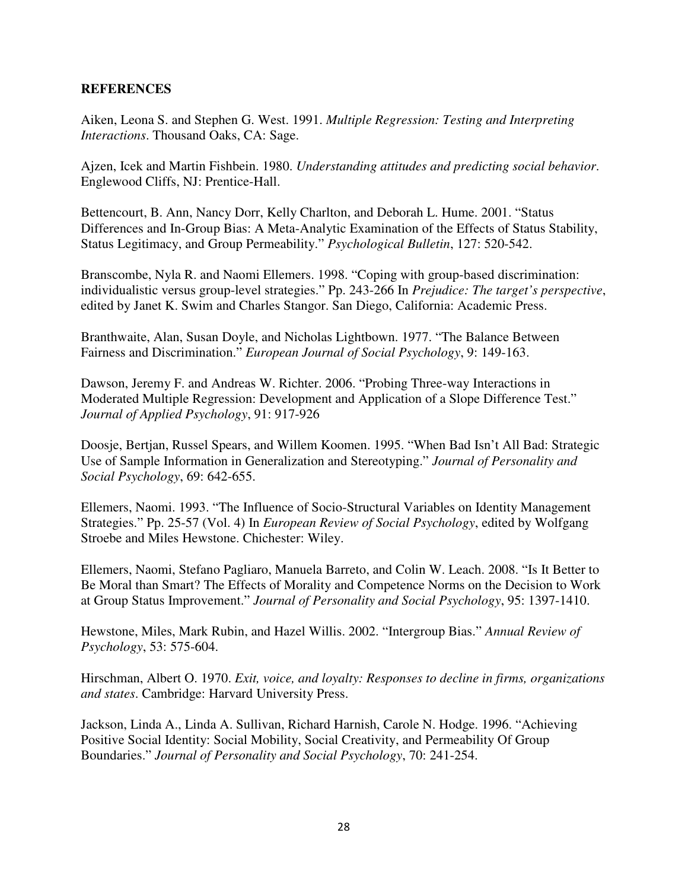**REFERENCES**

Aiken, Leona S. and Stephen G. West. 1991. *Multiple Regression: Testing and Interpreting Interactions*. Thousand Oaks, CA: Sage.

Ajzen, Icek and Martin Fishbein. 1980. *Understanding attitudes and predicting social behavior*. Englewood Cliffs, NJ: Prentice-Hall.

Bettencourt, B. Ann, Nancy Dorr, Kelly Charlton, and Deborah L. Hume. 2001. "Status Differences and In-Group Bias: A Meta-Analytic Examination of the Effects of Status Stability, Status Legitimacy, and Group Permeability." *Psychological Bulletin*, 127: 520-542.

Branscombe, Nyla R. and Naomi Ellemers. 1998. "Coping with group-based discrimination: individualistic versus group-level strategies." Pp. 243-266 In *Prejudice: The target's perspective*, edited by Janet K. Swim and Charles Stangor. San Diego, California: Academic Press.

Branthwaite, Alan, Susan Doyle, and Nicholas Lightbown. 1977. "The Balance Between Fairness and Discrimination." *European Journal of Social Psychology*, 9: 149-163.

Dawson, Jeremy F. and Andreas W. Richter. 2006. "Probing Three-way Interactions in Moderated Multiple Regression: Development and Application of a Slope Difference Test." *Journal of Applied Psychology*, 91: 917-926

Doosje, Bertjan, Russel Spears, and Willem Koomen. 1995. "When Bad Isn't All Bad: Strategic Use of Sample Information in Generalization and Stereotyping." *Journal of Personality and Social Psychology*, 69: 642-655.

Ellemers, Naomi. 1993. "The Influence of Socio-Structural Variables on Identity Management Strategies." Pp. 25-57 (Vol. 4) In *European Review of Social Psychology*, edited by Wolfgang Stroebe and Miles Hewstone. Chichester: Wiley.

Ellemers, Naomi, Stefano Pagliaro, Manuela Barreto, and Colin W. Leach. 2008. "Is It Better to Be Moral than Smart? The Effects of Morality and Competence Norms on the Decision to Work at Group Status Improvement." *Journal of Personality and Social Psychology*, 95: 1397-1410.

Hewstone, Miles, Mark Rubin, and Hazel Willis. 2002. "Intergroup Bias." *Annual Review of Psychology*, 53: 575-604.

Hirschman, Albert O. 1970. *Exit, voice, and loyalty: Responses to decline in firms, organizations and states*. Cambridge: Harvard University Press.

Jackson, Linda A., Linda A. Sullivan, Richard Harnish, Carole N. Hodge. 1996. "Achieving Positive Social Identity: Social Mobility, Social Creativity, and Permeability Of Group Boundaries." *Journal of Personality and Social Psychology*, 70: 241-254.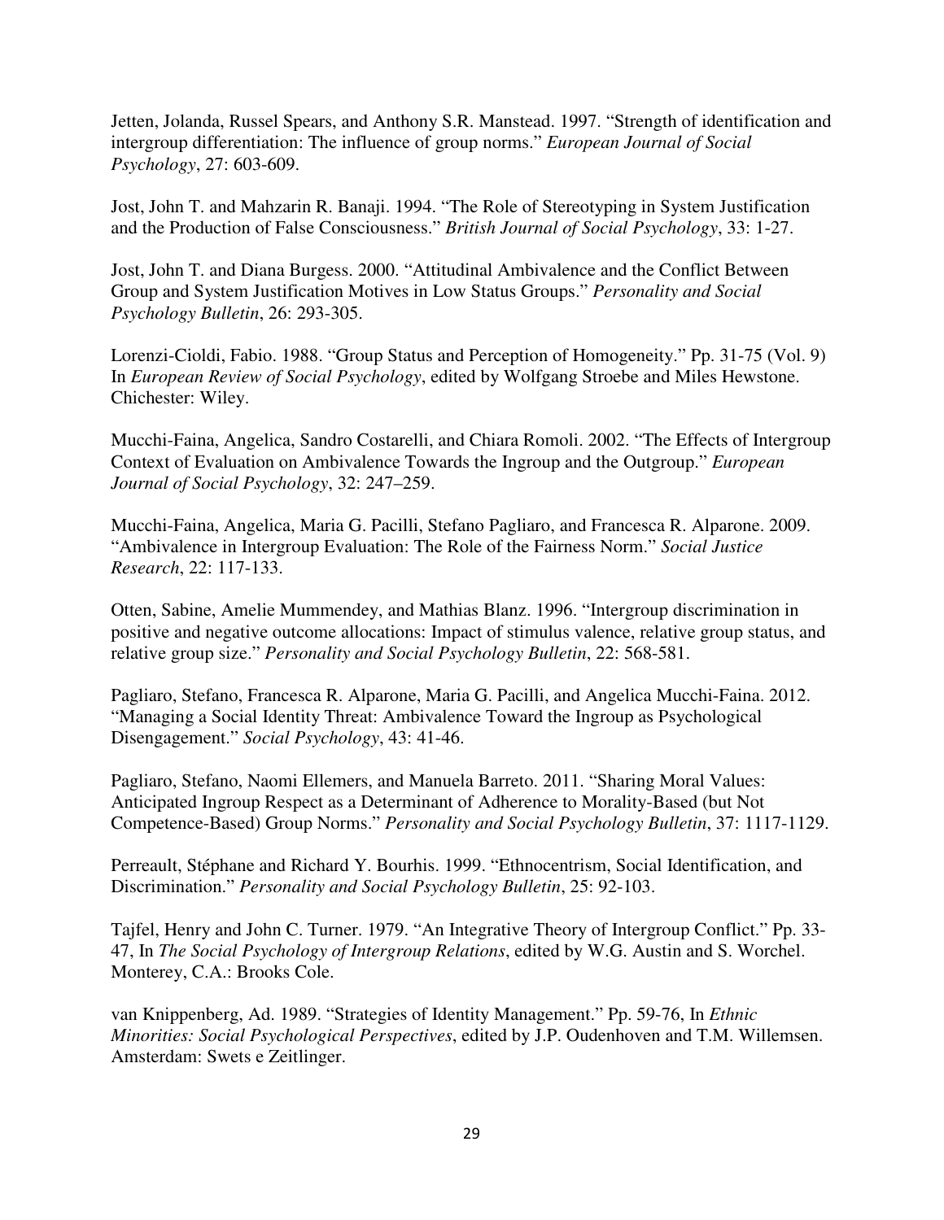Jetten, Jolanda, Russel Spears, and Anthony S.R. Manstead. 1997. "Strength of identification and intergroup differentiation: The influence of group norms." *European Journal of Social Psychology*, 27: 603-609.

Jost, John T. and Mahzarin R. Banaji. 1994. "The Role of Stereotyping in System Justification and the Production of False Consciousness." *British Journal of Social Psychology*, 33: 1-27.

Jost, John T. and Diana Burgess. 2000. "Attitudinal Ambivalence and the Conflict Between Group and System Justification Motives in Low Status Groups." *Personality and Social Psychology Bulletin*, 26: 293-305.

Lorenzi-Cioldi, Fabio. 1988. "Group Status and Perception of Homogeneity." Pp. 31-75 (Vol. 9) In *European Review of Social Psychology*, edited by Wolfgang Stroebe and Miles Hewstone. Chichester: Wiley.

Mucchi-Faina, Angelica, Sandro Costarelli, and Chiara Romoli. 2002. "The Effects of Intergroup Context of Evaluation on Ambivalence Towards the Ingroup and the Outgroup." *European Journal of Social Psychology*, 32: 247–259.

Mucchi-Faina, Angelica, Maria G. Pacilli, Stefano Pagliaro, and Francesca R. Alparone. 2009. "Ambivalence in Intergroup Evaluation: The Role of the Fairness Norm." *Social Justice Research*, 22: 117-133.

Otten, Sabine, Amelie Mummendey, and Mathias Blanz. 1996. "Intergroup discrimination in positive and negative outcome allocations: Impact of stimulus valence, relative group status, and relative group size." *Personality and Social Psychology Bulletin*, 22: 568-581.

Pagliaro, Stefano, Francesca R. Alparone, Maria G. Pacilli, and Angelica Mucchi-Faina. 2012. "Managing a Social Identity Threat: Ambivalence Toward the Ingroup as Psychological Disengagement." *Social Psychology*, 43: 41-46.

Pagliaro, Stefano, Naomi Ellemers, and Manuela Barreto. 2011. "Sharing Moral Values: Anticipated Ingroup Respect as a Determinant of Adherence to Morality-Based (but Not Competence-Based) Group Norms." *Personality and Social Psychology Bulletin*, 37: 1117-1129.

Perreault, Stéphane and Richard Y. Bourhis. 1999. "Ethnocentrism, Social Identification, and Discrimination." *Personality and Social Psychology Bulletin*, 25: 92-103.

Tajfel, Henry and John C. Turner. 1979. "An Integrative Theory of Intergroup Conflict." Pp. 33-47, In *The Social Psychology of Intergroup Relations*, edited by W.G. Austin and S. Worchel. Monterey, C.A.: Brooks Cole.

van Knippenberg, Ad. 1989. "Strategies of Identity Management." Pp. 59-76, In *Ethnic Minorities: Social Psychological Perspectives*, edited by J.P. Oudenhoven and T.M. Willemsen. Amsterdam: Swets e Zeitlinger.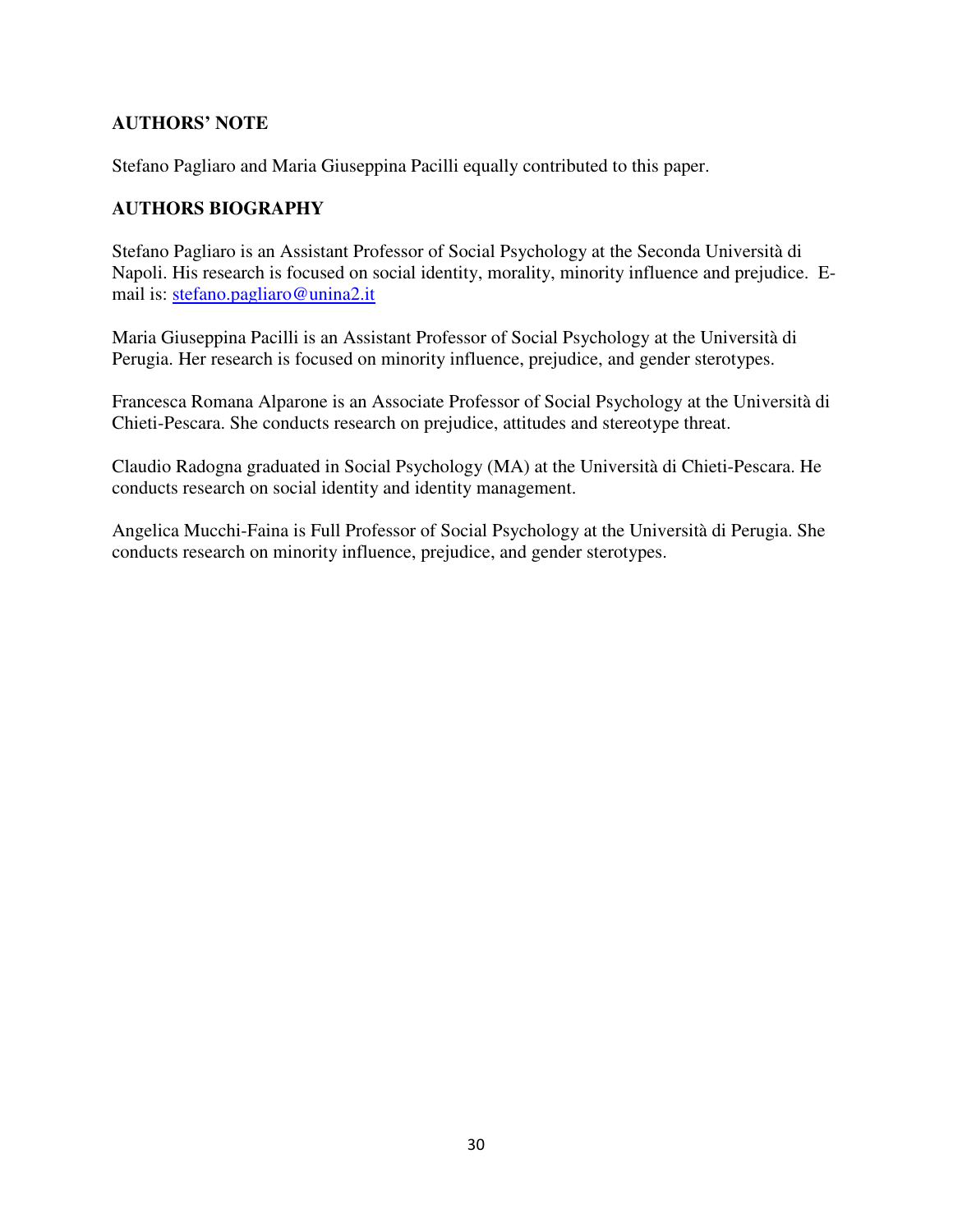**AUTHORS' NOTE**

Stefano Pagliaro and Maria Giuseppina Pacilli equally contributed to this paper.

**AUTHORS BIOGRAPHY**

Stefano Pagliaro is an Assistant Professor of Social Psychology at the Seconda Università di Napoli. His research is focused on social identity, morality, minority influence and prejudice. E-mail is: stefano.pagliaro@unina2.it

Maria Giuseppina Pacilli is an Assistant Professor of Social Psychology at the Università di Perugia. Her research is focused on minority influence, prejudice, and gender sterotypes.

Francesca Romana Alparone is an Associate Professor of Social Psychology at the Università di Chieti-Pescara. She conducts research on prejudice, attitudes and stereotype threat.

Claudio Radogna graduated in Social Psychology (MA) at the Università di Chieti-Pescara. He conducts research on social identity and identity management.

Angelica Mucchi-Faina is Full Professor of Social Psychology at the Università di Perugia. She conducts research on minority influence, prejudice, and gender sterotypes.